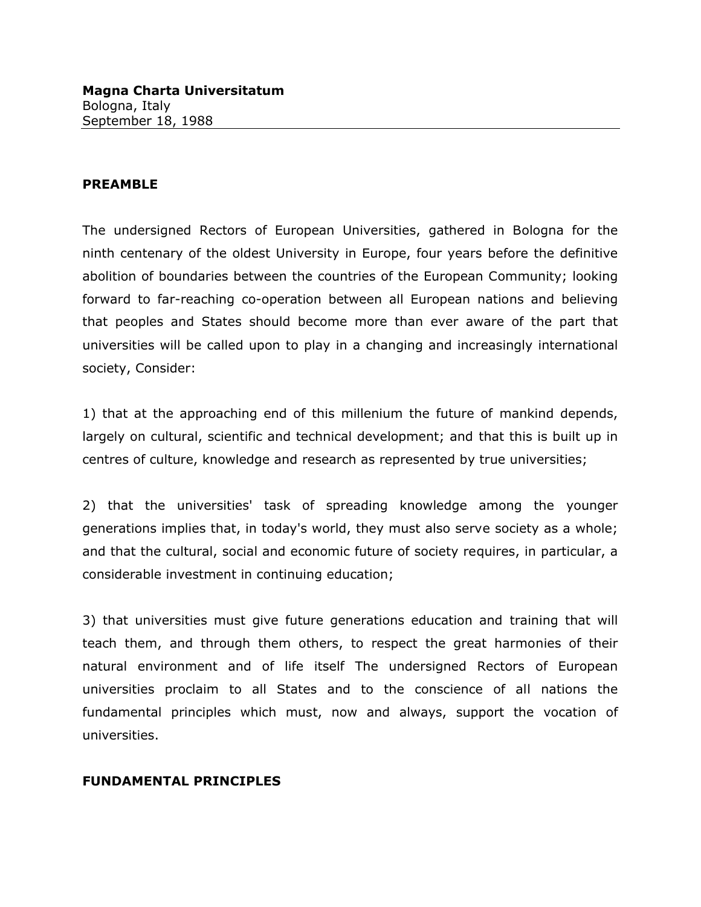**Magna Charta Universitatum**
Bologna, Italy
September 18, 1988

---

## PREAMBLE

The undersigned Rectors of European Universities, gathered in Bologna for the ninth centenary of the oldest University in Europe, four years before the definitive abolition of boundaries between the countries of the European Community; looking forward to far-reaching co-operation between all European nations and believing that peoples and States should become more than ever aware of the part that universities will be called upon to play in a changing and increasingly international society, Consider:

1) that at the approaching end of this millenium the future of mankind depends, largely on cultural, scientific and technical development; and that this is built up in centres of culture, knowledge and research as represented by true universities;

2) that the universities' task of spreading knowledge among the younger generations implies that, in today's world, they must also serve society as a whole; and that the cultural, social and economic future of society requires, in particular, a considerable investment in continuing education;

3) that universities must give future generations education and training that will teach them, and through them others, to respect the great harmonies of their natural environment and of life itself The undersigned Rectors of European universities proclaim to all States and to the conscience of all nations the fundamental principles which must, now and always, support the vocation of universities.

## FUNDAMENTAL PRINCIPLES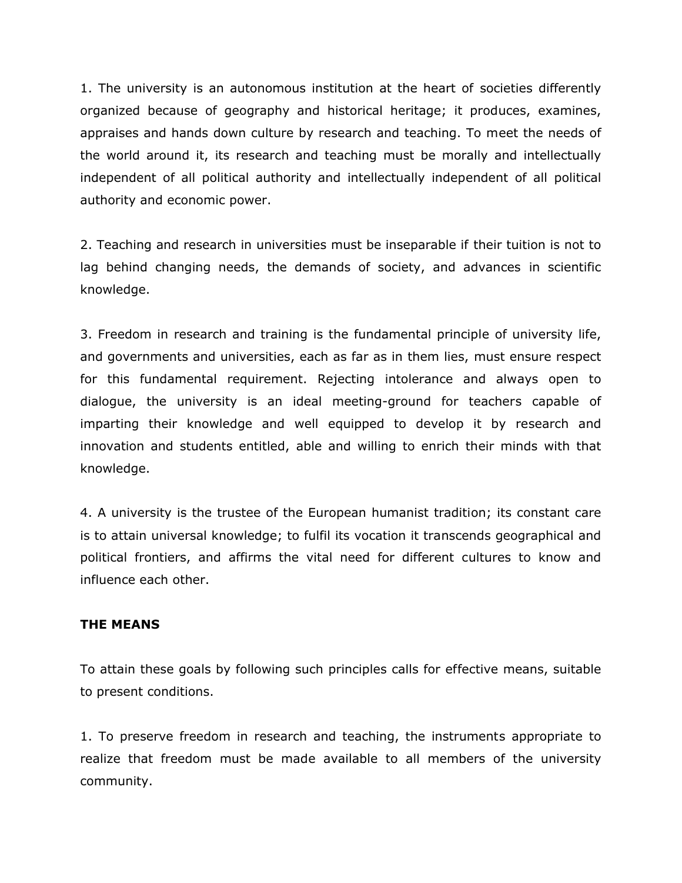1. The university is an autonomous institution at the heart of societies differently organized because of geography and historical heritage; it produces, examines, appraises and hands down culture by research and teaching. To meet the needs of the world around it, its research and teaching must be morally and intellectually independent of all political authority and intellectually independent of all political authority and economic power.

2. Teaching and research in universities must be inseparable if their tuition is not to lag behind changing needs, the demands of society, and advances in scientific knowledge.

3. Freedom in research and training is the fundamental principle of university life, and governments and universities, each as far as in them lies, must ensure respect for this fundamental requirement. Rejecting intolerance and always open to dialogue, the university is an ideal meeting-ground for teachers capable of imparting their knowledge and well equipped to develop it by research and innovation and students entitled, able and willing to enrich their minds with that knowledge.

4. A university is the trustee of the European humanist tradition; its constant care is to attain universal knowledge; to fulfil its vocation it transcends geographical and political frontiers, and affirms the vital need for different cultures to know and influence each other.

**THE MEANS**

To attain these goals by following such principles calls for effective means, suitable to present conditions.

1. To preserve freedom in research and teaching, the instruments appropriate to realize that freedom must be made available to all members of the university community.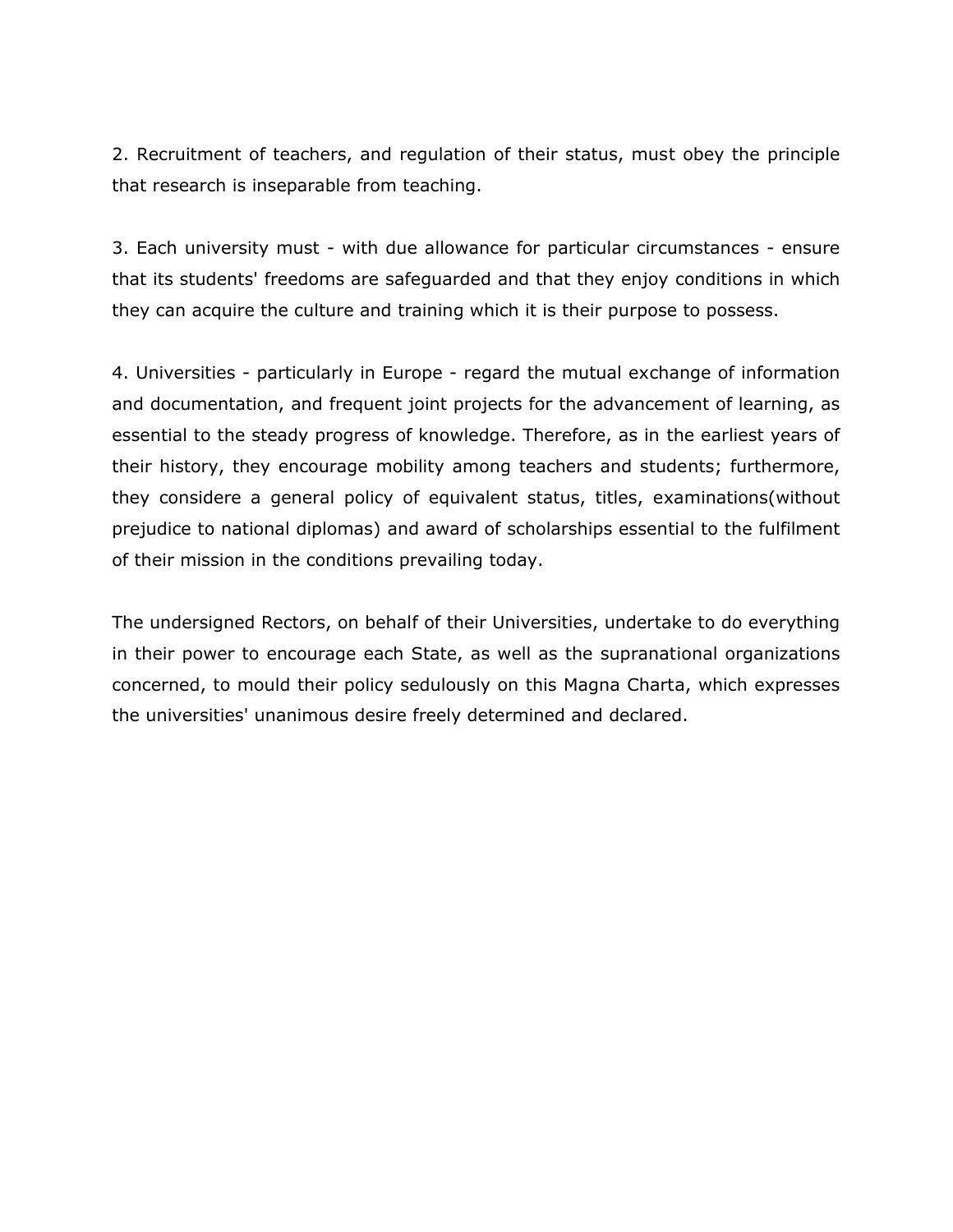2. Recruitment of teachers, and regulation of their status, must obey the principle that research is inseparable from teaching.

3. Each university must - with due allowance for particular circumstances - ensure that its students' freedoms are safeguarded and that they enjoy conditions in which they can acquire the culture and training which it is their purpose to possess.

4. Universities - particularly in Europe - regard the mutual exchange of information and documentation, and frequent joint projects for the advancement of learning, as essential to the steady progress of knowledge. Therefore, as in the earliest years of their history, they encourage mobility among teachers and students; furthermore, they considere a general policy of equivalent status, titles, examinations(without prejudice to national diplomas) and award of scholarships essential to the fulfilment of their mission in the conditions prevailing today.

The undersigned Rectors, on behalf of their Universities, undertake to do everything in their power to encourage each State, as well as the supranational organizations concerned, to mould their policy sedulously on this Magna Charta, which expresses the universities' unanimous desire freely determined and declared.